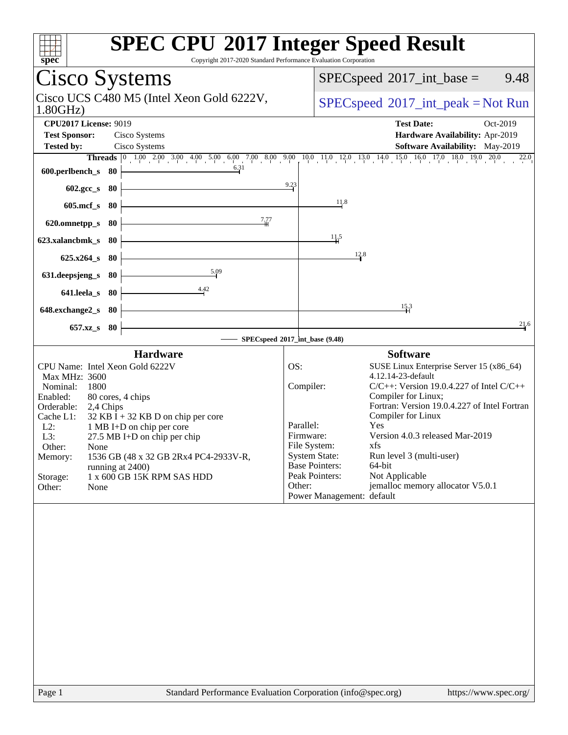# SPEC CPU 2017 Integer Speed Result

Copyright 2017-2020 Standard Performance Evaluation Corporation

## Cisco Systems

Cisco UCS C480 M5 (Intel Xeon Gold 6222V, 1.80GHz)

SPECspeed 2017_int_base = 9.48

SPECspeed 2017_int_peak = Not Run

**CPU2017 License:** 9019
**Test Sponsor:** Cisco Systems
**Tested by:** Cisco Systems

**Test Date:** Oct-2019
**Hardware Availability:** Apr-2019
**Software Availability:** May-2019

| Benchmark | Threads | Base Ratio |
|---|---|---|
| 600.perlbench_s | 80 | 6.31 |
| 602.gcc_s | 80 | 9.23 |
| 605.mcf_s | 80 | 11.8 |
| 620.omnetpp_s | 80 | 7.77 |
| 623.xalancbmk_s | 80 | 11.5 |
| 625.x264_s | 80 | 12.8 |
| 631.deepsjeng_s | 80 | 5.09 |
| 641.leela_s | 80 | 4.42 |
| 648.exchange2_s | 80 | 15.3 |
| 657.xz_s | 80 | 21.6 |

SPECspeed 2017_int_base (9.48)

### Hardware

| | |
|---|---|
| CPU Name: | Intel Xeon Gold 6222V |
| Max MHz: | 3600 |
| Nominal: | 1800 |
| Enabled: | 80 cores, 4 chips |
| Orderable: | 2,4 Chips |
| Cache L1: | 32 KB I + 32 KB D on chip per core |
| L2: | 1 MB I+D on chip per core |
| L3: | 27.5 MB I+D on chip per chip |
| Other: | None |
| Memory: | 1536 GB (48 x 32 GB 2Rx4 PC4-2933V-R, running at 2400) |
| Storage: | 1 x 600 GB 15K RPM SAS HDD |
| Other: | None |

### Software

| | |
|---|---|
| OS: | SUSE Linux Enterprise Server 15 (x86_64) 4.12.14-23-default |
| Compiler: | C/C++: Version 19.0.4.227 of Intel C/C++ Compiler for Linux; Fortran: Version 19.0.4.227 of Intel Fortran Compiler for Linux |
| Parallel: | Yes |
| Firmware: | Version 4.0.3 released Mar-2019 |
| File System: | xfs |
| System State: | Run level 3 (multi-user) |
| Base Pointers: | 64-bit |
| Peak Pointers: | Not Applicable |
| Other: | jemalloc memory allocator V5.0.1 |
| Power Management: | default |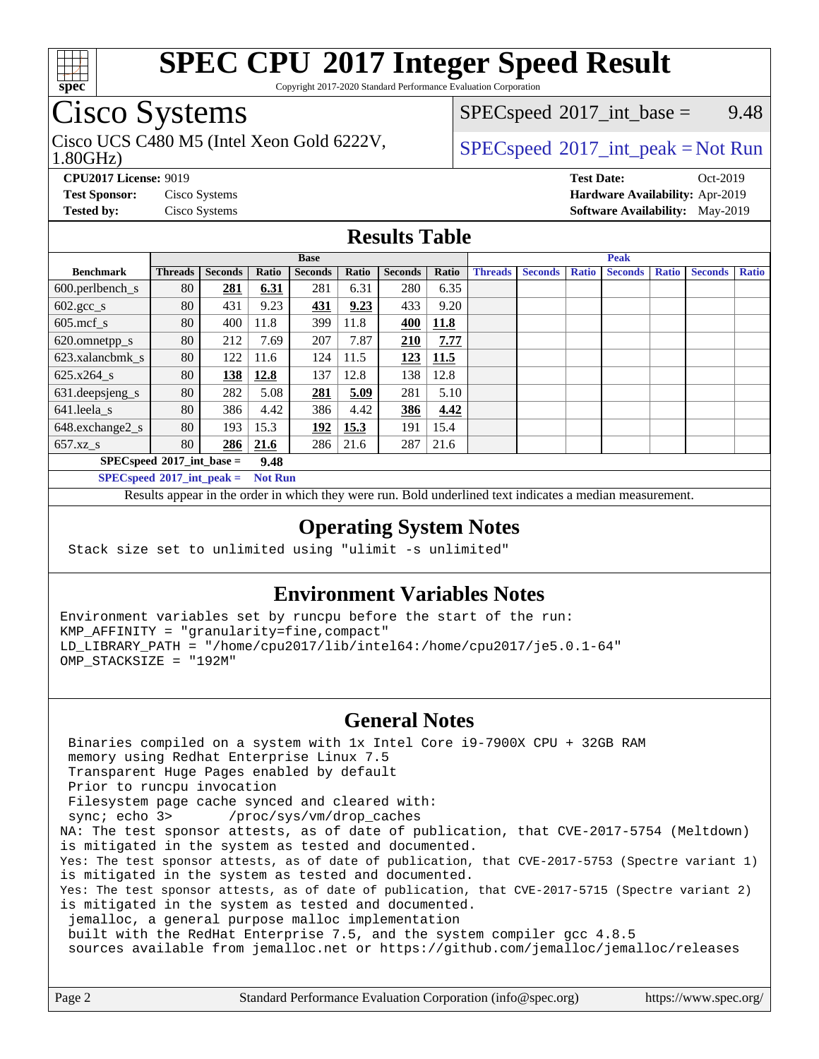# SPEC CPU 2017 Integer Speed Result

Copyright 2017-2020 Standard Performance Evaluation Corporation

## Cisco Systems

Cisco UCS C480 M5 (Intel Xeon Gold 6222V, 1.80GHz)

SPECspeed 2017_int_base = 9.48

SPECspeed 2017_int_peak = Not Run

**CPU2017 License:** 9019
**Test Sponsor:** Cisco Systems
**Tested by:** Cisco Systems

**Test Date:** Oct-2019
**Hardware Availability:** Apr-2019
**Software Availability:** May-2019

## Results Table

| Benchmark | Base | | | | | | | Peak | | | | | | |
|---|---|---|---|---|---|---|---|---|---|---|---|---|---|---|
| | Threads | Seconds | Ratio | Seconds | Ratio | Seconds | Ratio | Threads | Seconds | Ratio | Seconds | Ratio | Seconds | Ratio |
| 600.perlbench_s | 80 | **281** | **6.31** | 281 | 6.31 | 280 | 6.35 | | | | | | | |
| 602.gcc_s | 80 | 431 | 9.23 | **431** | **9.23** | 433 | 9.20 | | | | | | | |
| 605.mcf_s | 80 | 400 | 11.8 | 399 | 11.8 | **400** | **11.8** | | | | | | | |
| 620.omnetpp_s | 80 | 212 | 7.69 | 207 | 7.87 | **210** | **7.77** | | | | | | | |
| 623.xalancbmk_s | 80 | 122 | 11.6 | 124 | 11.5 | **123** | **11.5** | | | | | | | |
| 625.x264_s | 80 | **138** | **12.8** | 137 | 12.8 | 138 | 12.8 | | | | | | | |
| 631.deepsjeng_s | 80 | 282 | 5.08 | **281** | **5.09** | 281 | 5.10 | | | | | | | |
| 641.leela_s | 80 | 386 | 4.42 | 386 | 4.42 | **386** | **4.42** | | | | | | | |
| 648.exchange2_s | 80 | 193 | 15.3 | **192** | **15.3** | 191 | 15.4 | | | | | | | |
| 657.xz_s | 80 | **286** | **21.6** | 286 | 21.6 | 287 | 21.6 | | | | | | | |

**SPECspeed 2017_int_base = 9.48**

**SPECspeed 2017_int_peak = Not Run**

Results appear in the order in which they were run. Bold underlined text indicates a median measurement.

## Operating System Notes

```
Stack size set to unlimited using "ulimit -s unlimited"
```

## Environment Variables Notes

```
Environment variables set by runcpu before the start of the run:
KMP_AFFINITY = "granularity=fine,compact"
LD_LIBRARY_PATH = "/home/cpu2017/lib/intel64:/home/cpu2017/je5.0.1-64"
OMP_STACKSIZE = "192M"
```

## General Notes

```
 Binaries compiled on a system with 1x Intel Core i9-7900X CPU + 32GB RAM
 memory using Redhat Enterprise Linux 7.5
 Transparent Huge Pages enabled by default
 Prior to runcpu invocation
 Filesystem page cache synced and cleared with:
 sync; echo 3>       /proc/sys/vm/drop_caches
NA: The test sponsor attests, as of date of publication, that CVE-2017-5754 (Meltdown)
is mitigated in the system as tested and documented.
Yes: The test sponsor attests, as of date of publication, that CVE-2017-5753 (Spectre variant 1)
is mitigated in the system as tested and documented.
Yes: The test sponsor attests, as of date of publication, that CVE-2017-5715 (Spectre variant 2)
is mitigated in the system as tested and documented.
 jemalloc, a general purpose malloc implementation
 built with the RedHat Enterprise 7.5, and the system compiler gcc 4.8.5
 sources available from jemalloc.net or https://github.com/jemalloc/jemalloc/releases
```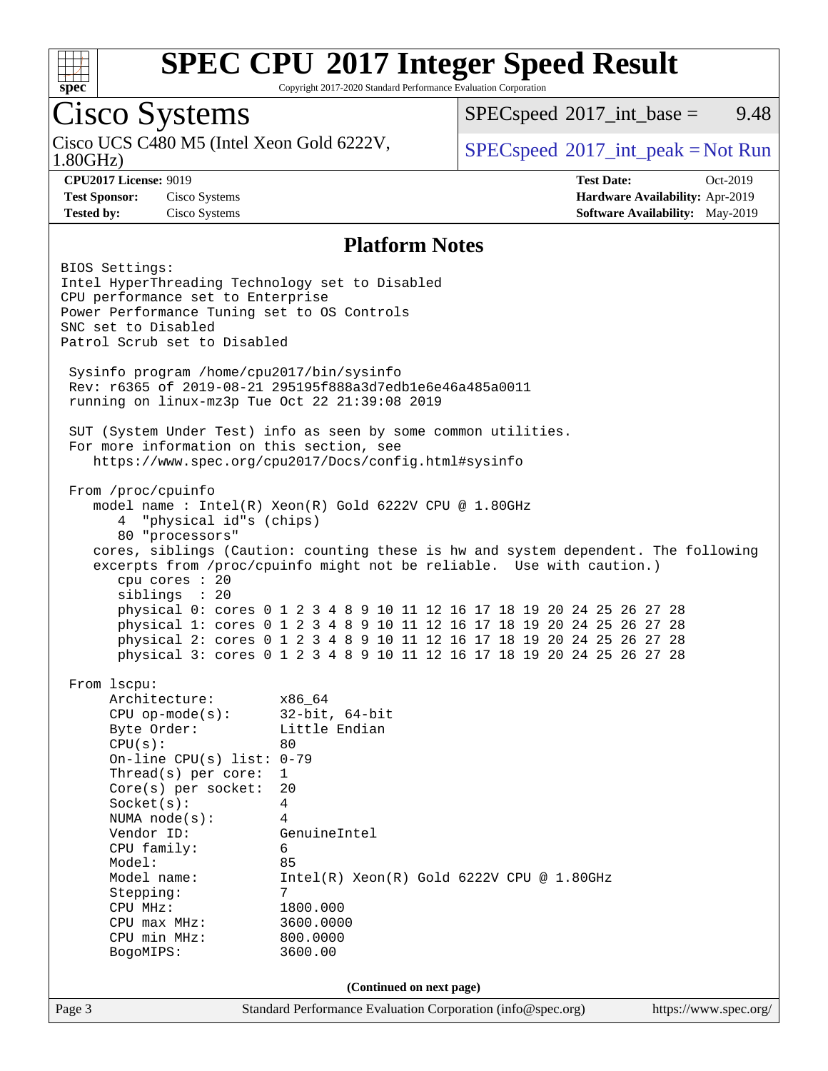# SPEC CPU 2017 Integer Speed Result

Copyright 2017-2020 Standard Performance Evaluation Corporation

## Cisco Systems

Cisco UCS C480 M5 (Intel Xeon Gold 6222V, 1.80GHz)

SPECspeed 2017_int_base = 9.48

SPECspeed 2017_int_peak = Not Run

**CPU2017 License:** 9019
**Test Sponsor:** Cisco Systems
**Tested by:** Cisco Systems

**Test Date:** Oct-2019
**Hardware Availability:** Apr-2019
**Software Availability:** May-2019

### Platform Notes

```
BIOS Settings:
Intel HyperThreading Technology set to Disabled
CPU performance set to Enterprise
Power Performance Tuning set to OS Controls
SNC set to Disabled
Patrol Scrub set to Disabled

 Sysinfo program /home/cpu2017/bin/sysinfo
 Rev: r6365 of 2019-08-21 295195f888a3d7edb1e6e46a485a0011
 running on linux-mz3p Tue Oct 22 21:39:08 2019

 SUT (System Under Test) info as seen by some common utilities.
 For more information on this section, see
    https://www.spec.org/cpu2017/Docs/config.html#sysinfo

 From /proc/cpuinfo
    model name : Intel(R) Xeon(R) Gold 6222V CPU @ 1.80GHz
       4  "physical id"s (chips)
       80 "processors"
    cores, siblings (Caution: counting these is hw and system dependent. The following
    excerpts from /proc/cpuinfo might not be reliable.  Use with caution.)
       cpu cores : 20
       siblings  : 20
       physical 0: cores 0 1 2 3 4 8 9 10 11 12 16 17 18 19 20 24 25 26 27 28
       physical 1: cores 0 1 2 3 4 8 9 10 11 12 16 17 18 19 20 24 25 26 27 28
       physical 2: cores 0 1 2 3 4 8 9 10 11 12 16 17 18 19 20 24 25 26 27 28
       physical 3: cores 0 1 2 3 4 8 9 10 11 12 16 17 18 19 20 24 25 26 27 28

 From lscpu:
      Architecture:        x86_64
      CPU op-mode(s):      32-bit, 64-bit
      Byte Order:          Little Endian
      CPU(s):              80
      On-line CPU(s) list: 0-79
      Thread(s) per core:  1
      Core(s) per socket:  20
      Socket(s):           4
      NUMA node(s):        4
      Vendor ID:           GenuineIntel
      CPU family:          6
      Model:               85
      Model name:          Intel(R) Xeon(R) Gold 6222V CPU @ 1.80GHz
      Stepping:            7
      CPU MHz:             1800.000
      CPU max MHz:         3600.0000
      CPU min MHz:         800.0000
      BogoMIPS:            3600.00
```

**(Continued on next page)**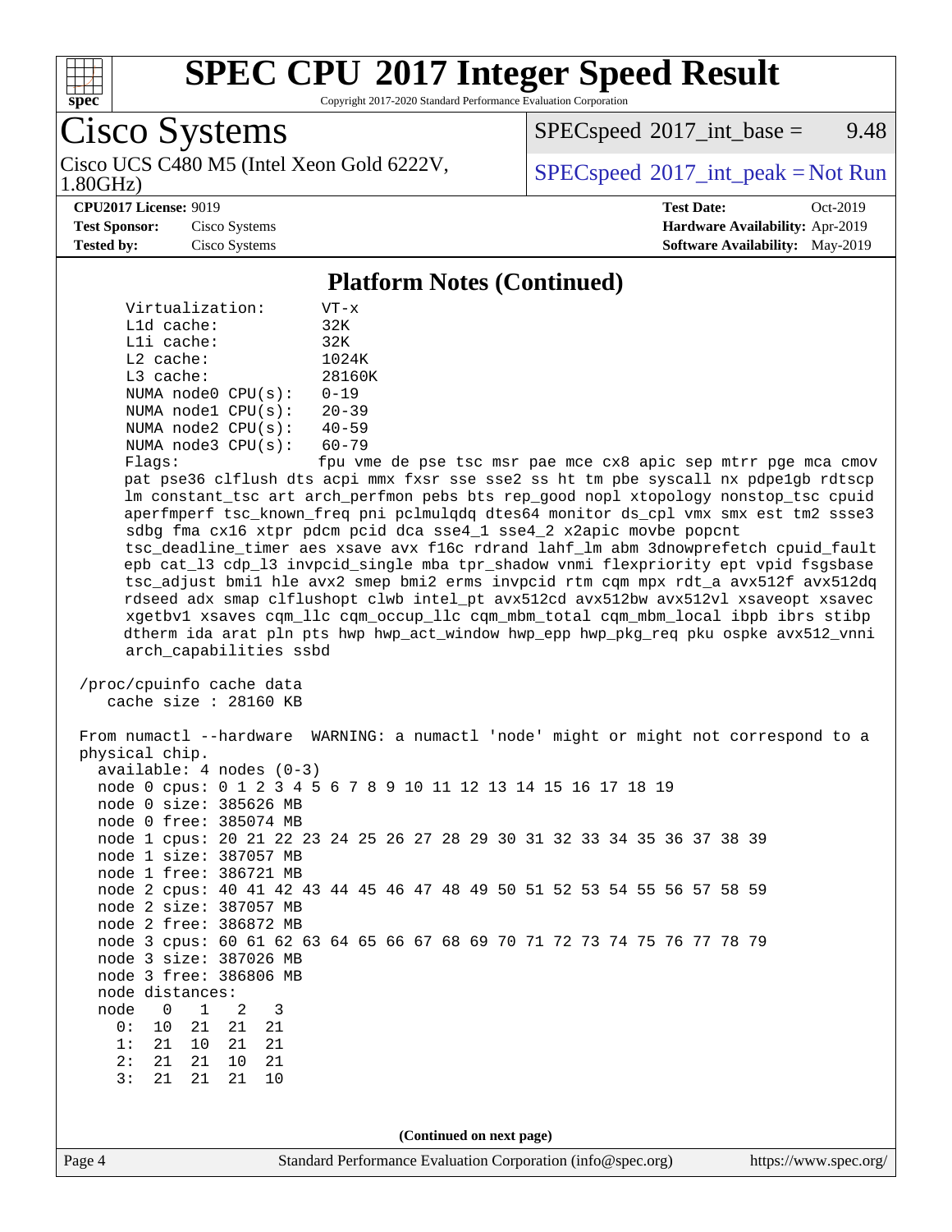## Platform Notes (Continued)

```
Virtualization:        VT-x
L1d cache:             32K
L1i cache:             32K
L2 cache:              1024K
L3 cache:              28160K
NUMA node0 CPU(s):     0-19
NUMA node1 CPU(s):     20-39
NUMA node2 CPU(s):     40-59
NUMA node3 CPU(s):     60-79
Flags:                 fpu vme de pse tsc msr pae mce cx8 apic sep mtrr pge mca cmov
pat pse36 clflush dts acpi mmx fxsr sse sse2 ss ht tm pbe syscall nx pdpe1gb rdtscp
lm constant_tsc art arch_perfmon pebs bts rep_good nopl xtopology nonstop_tsc cpuid
aperfmperf tsc_known_freq pni pclmulqdq dtes64 monitor ds_cpl vmx smx est tm2 ssse3
sdbg fma cx16 xtpr pdcm pcid dca sse4_1 sse4_2 x2apic movbe popcnt
tsc_deadline_timer aes xsave avx f16c rdrand lahf_lm abm 3dnowprefetch cpuid_fault
epb cat_l3 cdp_l3 invpcid_single mba tpr_shadow vnmi flexpriority ept vpid fsgsbase
tsc_adjust bmi1 hle avx2 smep bmi2 erms invpcid rtm cqm mpx rdt_a avx512f avx512dq
rdseed adx smap clflushopt clwb intel_pt avx512cd avx512bw avx512vl xsaveopt xsavec
xgetbv1 xsaves cqm_llc cqm_occup_llc cqm_mbm_total cqm_mbm_local ibpb ibrs stibp
dtherm ida arat pln pts hwp hwp_act_window hwp_epp hwp_pkg_req pku ospke avx512_vnni
arch_capabilities ssbd

/proc/cpuinfo cache data
   cache size : 28160 KB

From numactl --hardware  WARNING: a numactl 'node' might or might not correspond to a
physical chip.
  available: 4 nodes (0-3)
  node 0 cpus: 0 1 2 3 4 5 6 7 8 9 10 11 12 13 14 15 16 17 18 19
  node 0 size: 385626 MB
  node 0 free: 385074 MB
  node 1 cpus: 20 21 22 23 24 25 26 27 28 29 30 31 32 33 34 35 36 37 38 39
  node 1 size: 387057 MB
  node 1 free: 386721 MB
  node 2 cpus: 40 41 42 43 44 45 46 47 48 49 50 51 52 53 54 55 56 57 58 59
  node 2 size: 387057 MB
  node 2 free: 386872 MB
  node 3 cpus: 60 61 62 63 64 65 66 67 68 69 70 71 72 73 74 75 76 77 78 79
  node 3 size: 387026 MB
  node 3 free: 386806 MB
  node distances:
  node   0   1   2   3
    0:  10  21  21  21
    1:  21  10  21  21
    2:  21  21  10  21
    3:  21  21  21  10
```

(Continued on next page)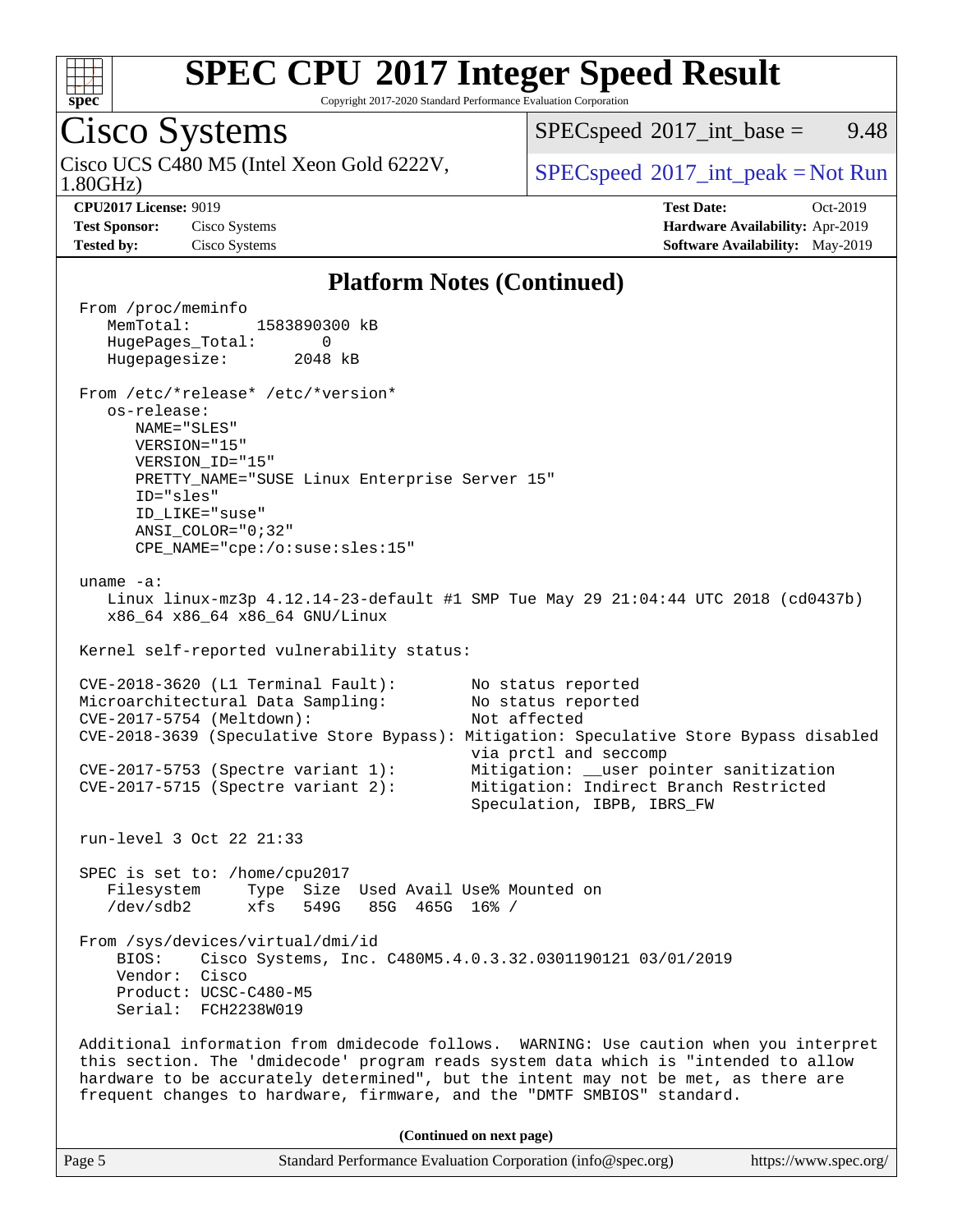# SPEC CPU 2017 Integer Speed Result

Copyright 2017-2020 Standard Performance Evaluation Corporation

## Cisco Systems

Cisco UCS C480 M5 (Intel Xeon Gold 6222V, 1.80GHz)

SPECspeed 2017_int_base = 9.48

SPECspeed 2017_int_peak = Not Run

**CPU2017 License:** 9019
**Test Sponsor:** Cisco Systems
**Tested by:** Cisco Systems

**Test Date:** Oct-2019
**Hardware Availability:** Apr-2019
**Software Availability:** May-2019

### Platform Notes (Continued)

```
From /proc/meminfo
   MemTotal:       1583890300 kB
   HugePages_Total:       0
   Hugepagesize:       2048 kB

From /etc/*release* /etc/*version*
   os-release:
      NAME="SLES"
      VERSION="15"
      VERSION_ID="15"
      PRETTY_NAME="SUSE Linux Enterprise Server 15"
      ID="sles"
      ID_LIKE="suse"
      ANSI_COLOR="0;32"
      CPE_NAME="cpe:/o:suse:sles:15"

uname -a:
   Linux linux-mz3p 4.12.14-23-default #1 SMP Tue May 29 21:04:44 UTC 2018 (cd0437b)
   x86_64 x86_64 x86_64 GNU/Linux

Kernel self-reported vulnerability status:

CVE-2018-3620 (L1 Terminal Fault):         No status reported
Microarchitectural Data Sampling:          No status reported
CVE-2017-5754 (Meltdown):                  Not affected
CVE-2018-3639 (Speculative Store Bypass): Mitigation: Speculative Store Bypass disabled
                                           via prctl and seccomp
CVE-2017-5753 (Spectre variant 1):         Mitigation: __user pointer sanitization
CVE-2017-5715 (Spectre variant 2):         Mitigation: Indirect Branch Restricted
                                           Speculation, IBPB, IBRS_FW

run-level 3 Oct 22 21:33

SPEC is set to: /home/cpu2017
   Filesystem     Type  Size  Used Avail Use% Mounted on
   /dev/sdb2      xfs   549G   85G  465G  16% /

From /sys/devices/virtual/dmi/id
    BIOS:    Cisco Systems, Inc. C480M5.4.0.3.32.0301190121 03/01/2019
    Vendor:  Cisco
    Product: UCSC-C480-M5
    Serial:  FCH2238W019

Additional information from dmidecode follows.  WARNING: Use caution when you interpret
this section. The 'dmidecode' program reads system data which is "intended to allow
hardware to be accurately determined", but the intent may not be met, as there are
frequent changes to hardware, firmware, and the "DMTF SMBIOS" standard.
```

(Continued on next page)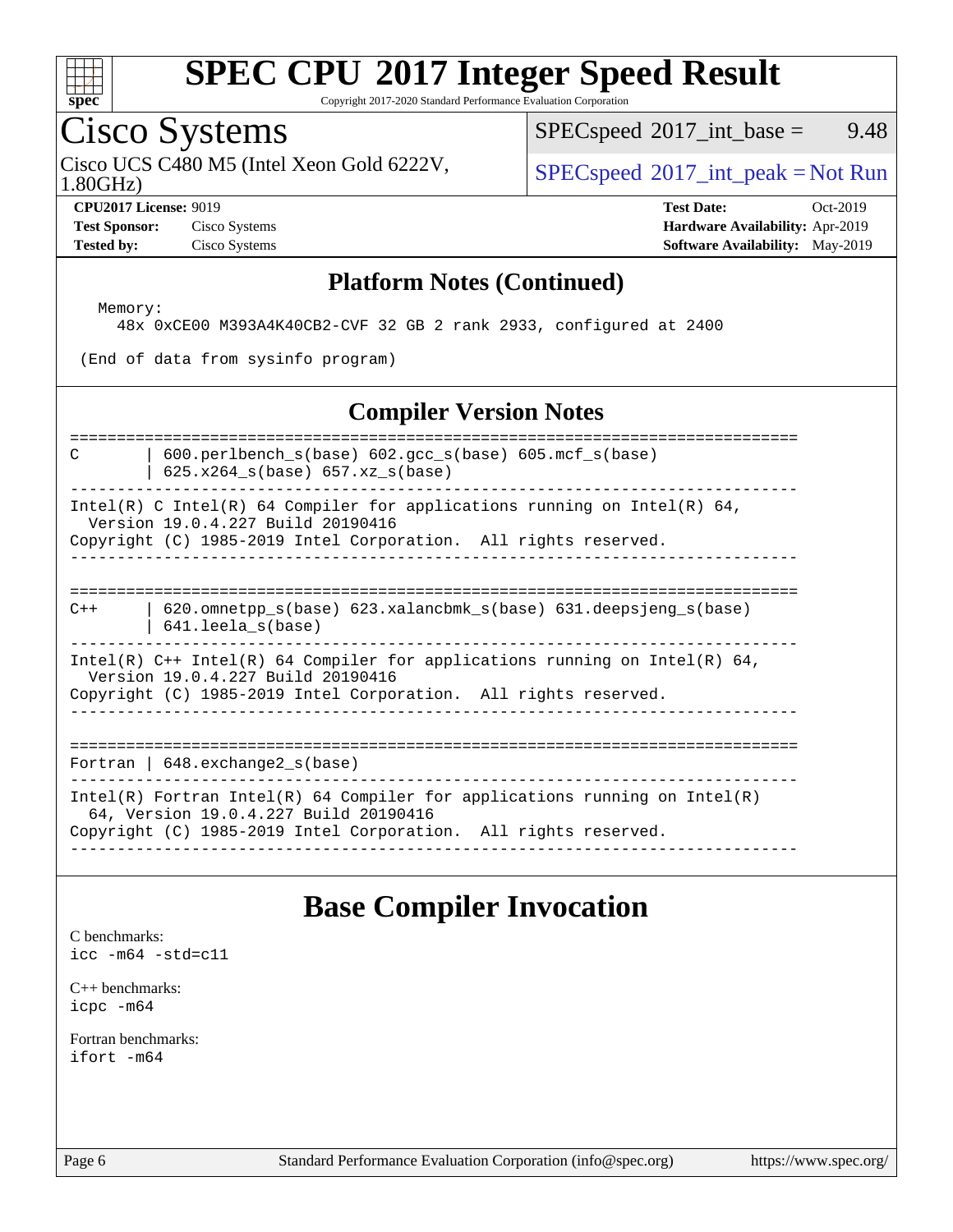# SPEC CPU 2017 Integer Speed Result

Copyright 2017-2020 Standard Performance Evaluation Corporation

## Cisco Systems

Cisco UCS C480 M5 (Intel Xeon Gold 6222V, 1.80GHz)

SPECspeed 2017_int_base = 9.48

SPECspeed 2017_int_peak = Not Run

**CPU2017 License:** 9019
**Test Sponsor:** Cisco Systems
**Tested by:** Cisco Systems

**Test Date:** Oct-2019
**Hardware Availability:** Apr-2019
**Software Availability:** May-2019

## Platform Notes (Continued)

```
  Memory:
    48x 0xCE00 M393A4K40CB2-CVF 32 GB 2 rank 2933, configured at 2400

 (End of data from sysinfo program)
```

## Compiler Version Notes

```
==============================================================================
C       | 600.perlbench_s(base) 602.gcc_s(base) 605.mcf_s(base)
        | 625.x264_s(base) 657.xz_s(base)
------------------------------------------------------------------------------
Intel(R) C Intel(R) 64 Compiler for applications running on Intel(R) 64,
  Version 19.0.4.227 Build 20190416
Copyright (C) 1985-2019 Intel Corporation.  All rights reserved.
------------------------------------------------------------------------------

==============================================================================
C++     | 620.omnetpp_s(base) 623.xalancbmk_s(base) 631.deepsjeng_s(base)
        | 641.leela_s(base)
------------------------------------------------------------------------------
Intel(R) C++ Intel(R) 64 Compiler for applications running on Intel(R) 64,
  Version 19.0.4.227 Build 20190416
Copyright (C) 1985-2019 Intel Corporation.  All rights reserved.
------------------------------------------------------------------------------

==============================================================================
Fortran | 648.exchange2_s(base)
------------------------------------------------------------------------------
Intel(R) Fortran Intel(R) 64 Compiler for applications running on Intel(R)
  64, Version 19.0.4.227 Build 20190416
Copyright (C) 1985-2019 Intel Corporation.  All rights reserved.
------------------------------------------------------------------------------
```

## Base Compiler Invocation

C benchmarks:
```
icc -m64 -std=c11
```

C++ benchmarks:
```
icpc -m64
```

Fortran benchmarks:
```
ifort -m64
```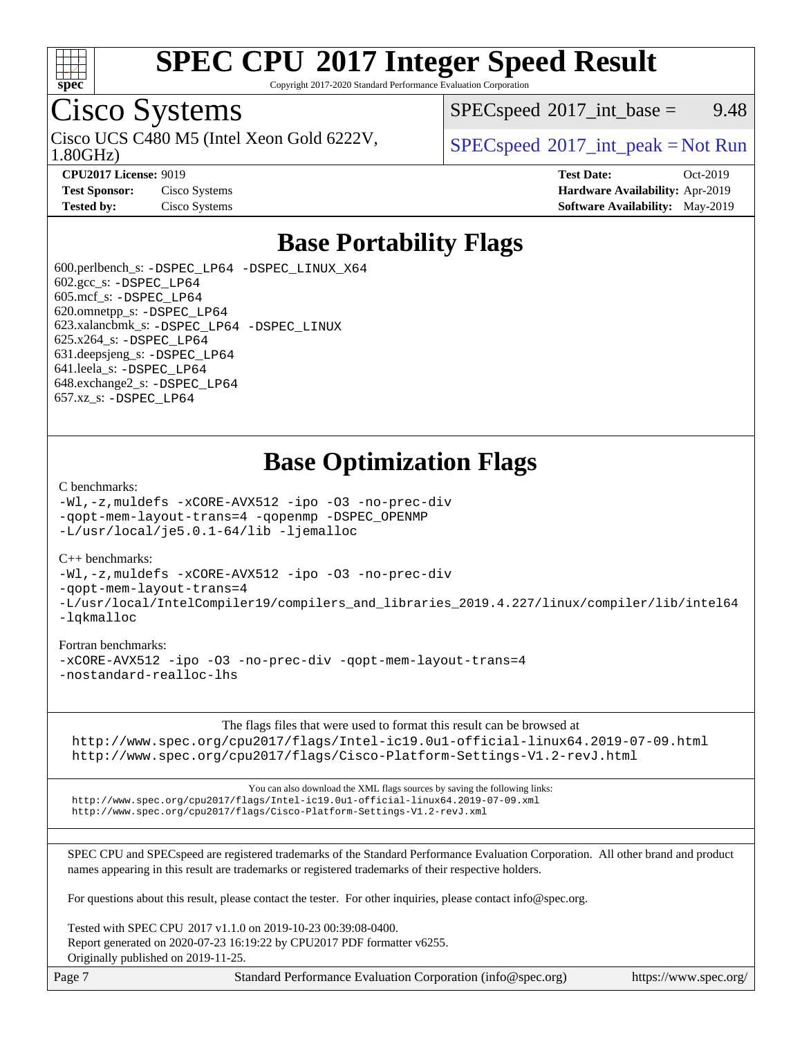# SPEC CPU 2017 Integer Speed Result

Copyright 2017-2020 Standard Performance Evaluation Corporation

## Cisco Systems

Cisco UCS C480 M5 (Intel Xeon Gold 6222V, 1.80GHz)

SPECspeed 2017_int_base = 9.48

SPECspeed 2017_int_peak = Not Run

**CPU2017 License:** 9019
**Test Sponsor:** Cisco Systems
**Tested by:** Cisco Systems

**Test Date:** Oct-2019
**Hardware Availability:** Apr-2019
**Software Availability:** May-2019

## Base Portability Flags

600.perlbench_s: -DSPEC_LP64 -DSPEC_LINUX_X64
602.gcc_s: -DSPEC_LP64
605.mcf_s: -DSPEC_LP64
620.omnetpp_s: -DSPEC_LP64
623.xalancbmk_s: -DSPEC_LP64 -DSPEC_LINUX
625.x264_s: -DSPEC_LP64
631.deepsjeng_s: -DSPEC_LP64
641.leela_s: -DSPEC_LP64
648.exchange2_s: -DSPEC_LP64
657.xz_s: -DSPEC_LP64

## Base Optimization Flags

C benchmarks:
-Wl,-z,muldefs -xCORE-AVX512 -ipo -O3 -no-prec-div
-qopt-mem-layout-trans=4 -qopenmp -DSPEC_OPENMP
-L/usr/local/je5.0.1-64/lib -ljemalloc

C++ benchmarks:
-Wl,-z,muldefs -xCORE-AVX512 -ipo -O3 -no-prec-div
-qopt-mem-layout-trans=4
-L/usr/local/IntelCompiler19/compilers_and_libraries_2019.4.227/linux/compiler/lib/intel64
-lqkmalloc

Fortran benchmarks:
-xCORE-AVX512 -ipo -O3 -no-prec-div -qopt-mem-layout-trans=4
-nostandard-realloc-lhs

The flags files that were used to format this result can be browsed at
http://www.spec.org/cpu2017/flags/Intel-ic19.0u1-official-linux64.2019-07-09.html
http://www.spec.org/cpu2017/flags/Cisco-Platform-Settings-V1.2-revJ.html

You can also download the XML flags sources by saving the following links:
http://www.spec.org/cpu2017/flags/Intel-ic19.0u1-official-linux64.2019-07-09.xml
http://www.spec.org/cpu2017/flags/Cisco-Platform-Settings-V1.2-revJ.xml

SPEC CPU and SPECspeed are registered trademarks of the Standard Performance Evaluation Corporation. All other brand and product names appearing in this result are trademarks or registered trademarks of their respective holders.

For questions about this result, please contact the tester. For other inquiries, please contact info@spec.org.

Tested with SPEC CPU 2017 v1.1.0 on 2019-10-23 00:39:08-0400.
Report generated on 2020-07-23 16:19:22 by CPU2017 PDF formatter v6255.
Originally published on 2019-11-25.